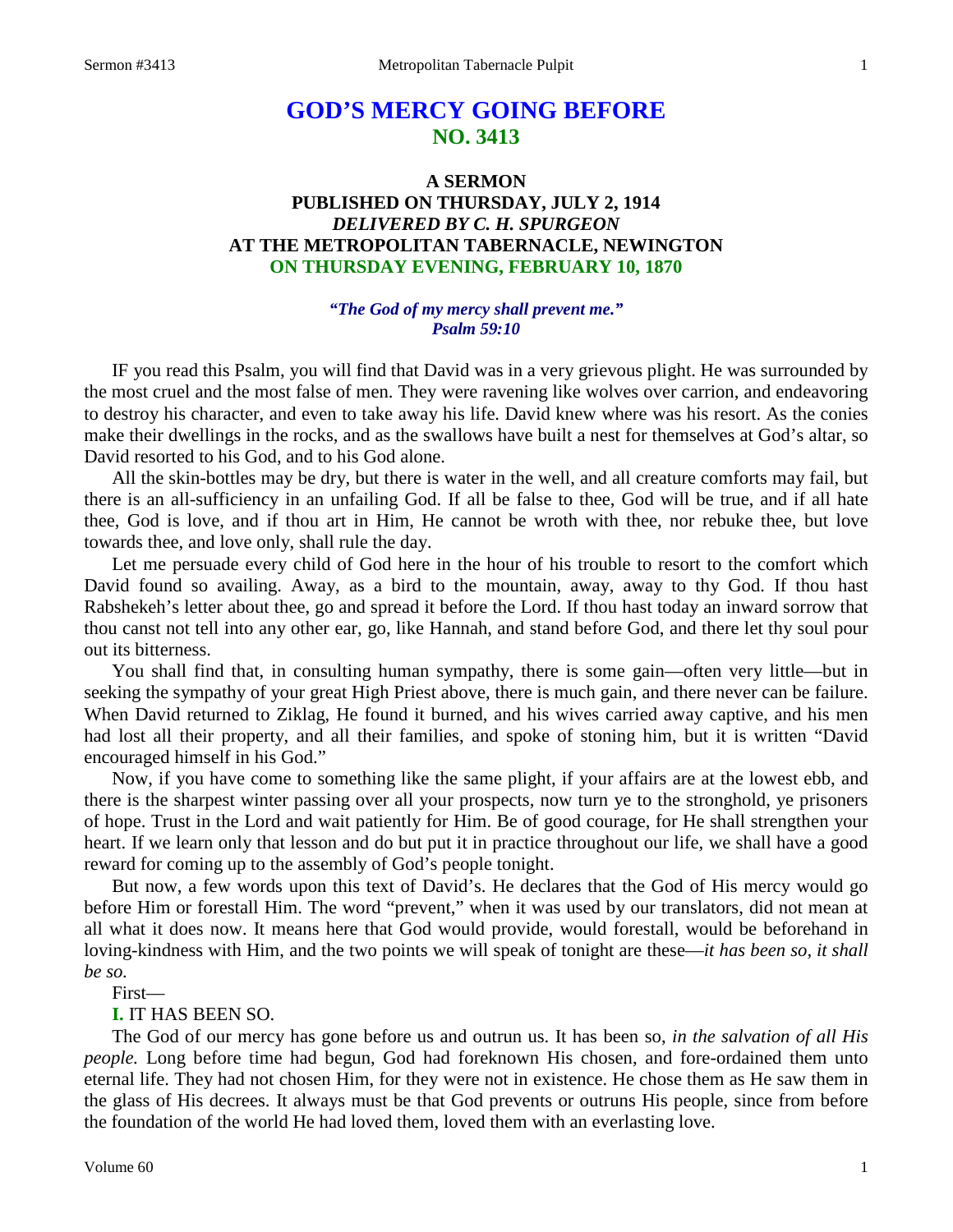# GOD'S MERCY GOING BEFORE
## NO. 3413

### A SERMON
### PUBLISHED ON THURSDAY, JULY 2, 1914
### *DELIVERED BY C. H. SPURGEON*
### AT THE METROPOLITAN TABERNACLE, NEWINGTON
### ON THURSDAY EVENING, FEBRUARY 10, 1870

*"The God of my mercy shall prevent me."*
*Psalm 59:10*

IF you read this Psalm, you will find that David was in a very grievous plight. He was surrounded by the most cruel and the most false of men. They were ravening like wolves over carrion, and endeavoring to destroy his character, and even to take away his life. David knew where was his resort. As the conies make their dwellings in the rocks, and as the swallows have built a nest for themselves at God's altar, so David resorted to his God, and to his God alone.

All the skin-bottles may be dry, but there is water in the well, and all creature comforts may fail, but there is an all-sufficiency in an unfailing God. If all be false to thee, God will be true, and if all hate thee, God is love, and if thou art in Him, He cannot be wroth with thee, nor rebuke thee, but love towards thee, and love only, shall rule the day.

Let me persuade every child of God here in the hour of his trouble to resort to the comfort which David found so availing. Away, as a bird to the mountain, away, away to thy God. If thou hast Rabshekeh's letter about thee, go and spread it before the Lord. If thou hast today an inward sorrow that thou canst not tell into any other ear, go, like Hannah, and stand before God, and there let thy soul pour out its bitterness.

You shall find that, in consulting human sympathy, there is some gain—often very little—but in seeking the sympathy of your great High Priest above, there is much gain, and there never can be failure. When David returned to Ziklag, He found it burned, and his wives carried away captive, and his men had lost all their property, and all their families, and spoke of stoning him, but it is written "David encouraged himself in his God."

Now, if you have come to something like the same plight, if your affairs are at the lowest ebb, and there is the sharpest winter passing over all your prospects, now turn ye to the stronghold, ye prisoners of hope. Trust in the Lord and wait patiently for Him. Be of good courage, for He shall strengthen your heart. If we learn only that lesson and do but put it in practice throughout our life, we shall have a good reward for coming up to the assembly of God's people tonight.

But now, a few words upon this text of David's. He declares that the God of His mercy would go before Him or forestall Him. The word "prevent," when it was used by our translators, did not mean at all what it does now. It means here that God would provide, would forestall, would be beforehand in loving-kindness with Him, and the two points we will speak of tonight are these—*it has been so, it shall be so.*

First—

**I.** IT HAS BEEN SO.

The God of our mercy has gone before us and outrun us. It has been so, *in the salvation of all His people.* Long before time had begun, God had foreknown His chosen, and fore-ordained them unto eternal life. They had not chosen Him, for they were not in existence. He chose them as He saw them in the glass of His decrees. It always must be that God prevents or outruns His people, since from before the foundation of the world He had loved them, loved them with an everlasting love.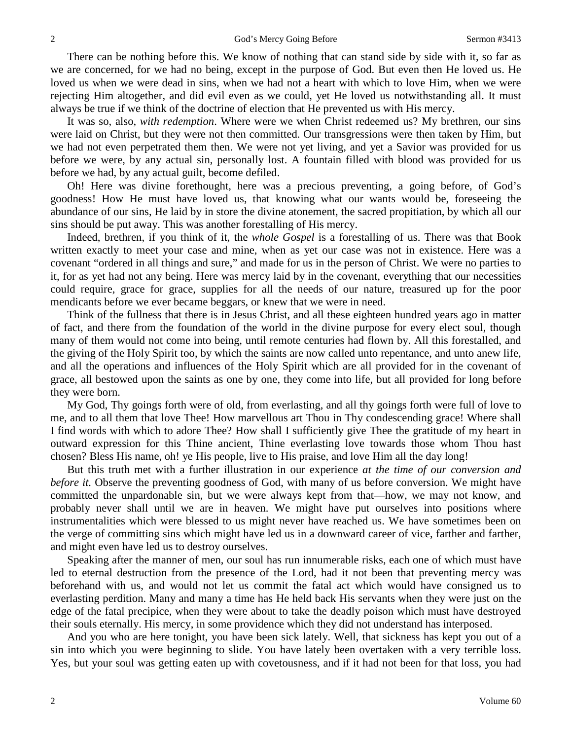There can be nothing before this. We know of nothing that can stand side by side with it, so far as we are concerned, for we had no being, except in the purpose of God. But even then He loved us. He loved us when we were dead in sins, when we had not a heart with which to love Him, when we were rejecting Him altogether, and did evil even as we could, yet He loved us notwithstanding all. It must always be true if we think of the doctrine of election that He prevented us with His mercy.

It was so, also, *with redemption*. Where were we when Christ redeemed us? My brethren, our sins were laid on Christ, but they were not then committed. Our transgressions were then taken by Him, but we had not even perpetrated them then. We were not yet living, and yet a Savior was provided for us before we were, by any actual sin, personally lost. A fountain filled with blood was provided for us before we had, by any actual guilt, become defiled.

Oh! Here was divine forethought, here was a precious preventing, a going before, of God's goodness! How He must have loved us, that knowing what our wants would be, foreseeing the abundance of our sins, He laid by in store the divine atonement, the sacred propitiation, by which all our sins should be put away. This was another forestalling of His mercy.

Indeed, brethren, if you think of it, the *whole Gospel* is a forestalling of us. There was that Book written exactly to meet your case and mine, when as yet our case was not in existence. Here was a covenant "ordered in all things and sure," and made for us in the person of Christ. We were no parties to it, for as yet had not any being. Here was mercy laid by in the covenant, everything that our necessities could require, grace for grace, supplies for all the needs of our nature, treasured up for the poor mendicants before we ever became beggars, or knew that we were in need.

Think of the fullness that there is in Jesus Christ, and all these eighteen hundred years ago in matter of fact, and there from the foundation of the world in the divine purpose for every elect soul, though many of them would not come into being, until remote centuries had flown by. All this forestalled, and the giving of the Holy Spirit too, by which the saints are now called unto repentance, and unto anew life, and all the operations and influences of the Holy Spirit which are all provided for in the covenant of grace, all bestowed upon the saints as one by one, they come into life, but all provided for long before they were born.

My God, Thy goings forth were of old, from everlasting, and all thy goings forth were full of love to me, and to all them that love Thee! How marvellous art Thou in Thy condescending grace! Where shall I find words with which to adore Thee? How shall I sufficiently give Thee the gratitude of my heart in outward expression for this Thine ancient, Thine everlasting love towards those whom Thou hast chosen? Bless His name, oh! ye His people, live to His praise, and love Him all the day long!

But this truth met with a further illustration in our experience *at the time of our conversion and before it.* Observe the preventing goodness of God, with many of us before conversion. We might have committed the unpardonable sin, but we were always kept from that—how, we may not know, and probably never shall until we are in heaven. We might have put ourselves into positions where instrumentalities which were blessed to us might never have reached us. We have sometimes been on the verge of committing sins which might have led us in a downward career of vice, farther and farther, and might even have led us to destroy ourselves.

Speaking after the manner of men, our soul has run innumerable risks, each one of which must have led to eternal destruction from the presence of the Lord, had it not been that preventing mercy was beforehand with us, and would not let us commit the fatal act which would have consigned us to everlasting perdition. Many and many a time has He held back His servants when they were just on the edge of the fatal precipice, when they were about to take the deadly poison which must have destroyed their souls eternally. His mercy, in some providence which they did not understand has interposed.

And you who are here tonight, you have been sick lately. Well, that sickness has kept you out of a sin into which you were beginning to slide. You have lately been overtaken with a very terrible loss. Yes, but your soul was getting eaten up with covetousness, and if it had not been for that loss, you had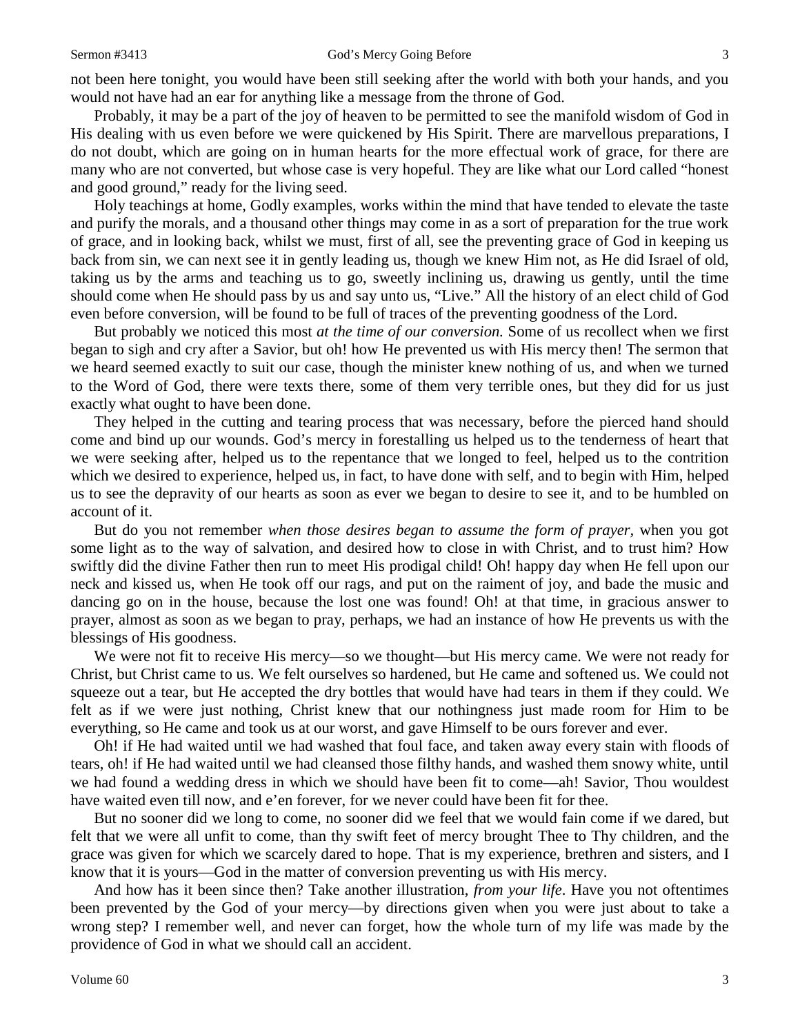not been here tonight, you would have been still seeking after the world with both your hands, and you would not have had an ear for anything like a message from the throne of God.

Probably, it may be a part of the joy of heaven to be permitted to see the manifold wisdom of God in His dealing with us even before we were quickened by His Spirit. There are marvellous preparations, I do not doubt, which are going on in human hearts for the more effectual work of grace, for there are many who are not converted, but whose case is very hopeful. They are like what our Lord called "honest and good ground," ready for the living seed.

Holy teachings at home, Godly examples, works within the mind that have tended to elevate the taste and purify the morals, and a thousand other things may come in as a sort of preparation for the true work of grace, and in looking back, whilst we must, first of all, see the preventing grace of God in keeping us back from sin, we can next see it in gently leading us, though we knew Him not, as He did Israel of old, taking us by the arms and teaching us to go, sweetly inclining us, drawing us gently, until the time should come when He should pass by us and say unto us, "Live." All the history of an elect child of God even before conversion, will be found to be full of traces of the preventing goodness of the Lord.

But probably we noticed this most *at the time of our conversion.* Some of us recollect when we first began to sigh and cry after a Savior, but oh! how He prevented us with His mercy then! The sermon that we heard seemed exactly to suit our case, though the minister knew nothing of us, and when we turned to the Word of God, there were texts there, some of them very terrible ones, but they did for us just exactly what ought to have been done.

They helped in the cutting and tearing process that was necessary, before the pierced hand should come and bind up our wounds. God's mercy in forestalling us helped us to the tenderness of heart that we were seeking after, helped us to the repentance that we longed to feel, helped us to the contrition which we desired to experience, helped us, in fact, to have done with self, and to begin with Him, helped us to see the depravity of our hearts as soon as ever we began to desire to see it, and to be humbled on account of it.

But do you not remember *when those desires began to assume the form of prayer,* when you got some light as to the way of salvation, and desired how to close in with Christ, and to trust him? How swiftly did the divine Father then run to meet His prodigal child! Oh! happy day when He fell upon our neck and kissed us, when He took off our rags, and put on the raiment of joy, and bade the music and dancing go on in the house, because the lost one was found! Oh! at that time, in gracious answer to prayer, almost as soon as we began to pray, perhaps, we had an instance of how He prevents us with the blessings of His goodness.

We were not fit to receive His mercy—so we thought—but His mercy came. We were not ready for Christ, but Christ came to us. We felt ourselves so hardened, but He came and softened us. We could not squeeze out a tear, but He accepted the dry bottles that would have had tears in them if they could. We felt as if we were just nothing, Christ knew that our nothingness just made room for Him to be everything, so He came and took us at our worst, and gave Himself to be ours forever and ever.

Oh! if He had waited until we had washed that foul face, and taken away every stain with floods of tears, oh! if He had waited until we had cleansed those filthy hands, and washed them snowy white, until we had found a wedding dress in which we should have been fit to come—ah! Savior, Thou wouldest have waited even till now, and e'en forever, for we never could have been fit for thee.

But no sooner did we long to come, no sooner did we feel that we would fain come if we dared, but felt that we were all unfit to come, than thy swift feet of mercy brought Thee to Thy children, and the grace was given for which we scarcely dared to hope. That is my experience, brethren and sisters, and I know that it is yours—God in the matter of conversion preventing us with His mercy.

And how has it been since then? Take another illustration, *from your life*. Have you not oftentimes been prevented by the God of your mercy—by directions given when you were just about to take a wrong step? I remember well, and never can forget, how the whole turn of my life was made by the providence of God in what we should call an accident.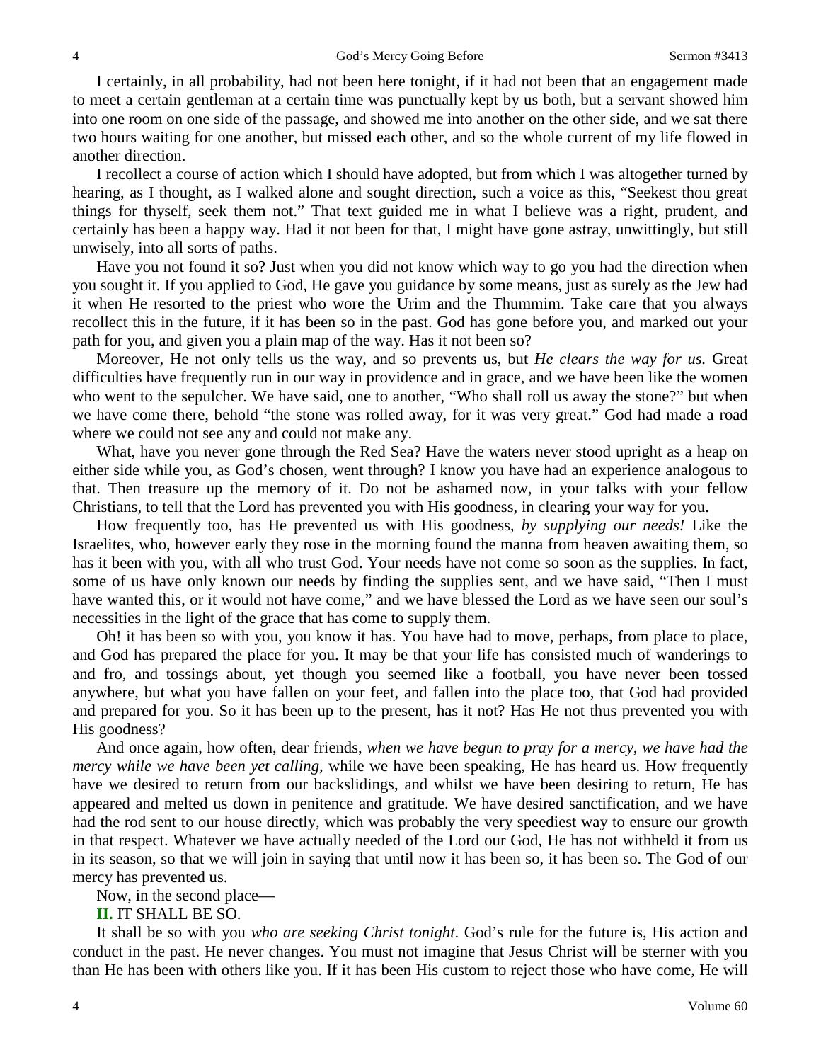I certainly, in all probability, had not been here tonight, if it had not been that an engagement made to meet a certain gentleman at a certain time was punctually kept by us both, but a servant showed him into one room on one side of the passage, and showed me into another on the other side, and we sat there two hours waiting for one another, but missed each other, and so the whole current of my life flowed in another direction.

I recollect a course of action which I should have adopted, but from which I was altogether turned by hearing, as I thought, as I walked alone and sought direction, such a voice as this, "Seekest thou great things for thyself, seek them not." That text guided me in what I believe was a right, prudent, and certainly has been a happy way. Had it not been for that, I might have gone astray, unwittingly, but still unwisely, into all sorts of paths.

Have you not found it so? Just when you did not know which way to go you had the direction when you sought it. If you applied to God, He gave you guidance by some means, just as surely as the Jew had it when He resorted to the priest who wore the Urim and the Thummim. Take care that you always recollect this in the future, if it has been so in the past. God has gone before you, and marked out your path for you, and given you a plain map of the way. Has it not been so?

Moreover, He not only tells us the way, and so prevents us, but *He clears the way for us.* Great difficulties have frequently run in our way in providence and in grace, and we have been like the women who went to the sepulcher. We have said, one to another, "Who shall roll us away the stone?" but when we have come there, behold "the stone was rolled away, for it was very great." God had made a road where we could not see any and could not make any.

What, have you never gone through the Red Sea? Have the waters never stood upright as a heap on either side while you, as God's chosen, went through? I know you have had an experience analogous to that. Then treasure up the memory of it. Do not be ashamed now, in your talks with your fellow Christians, to tell that the Lord has prevented you with His goodness, in clearing your way for you.

How frequently too, has He prevented us with His goodness, *by supplying our needs!* Like the Israelites, who, however early they rose in the morning found the manna from heaven awaiting them, so has it been with you, with all who trust God. Your needs have not come so soon as the supplies. In fact, some of us have only known our needs by finding the supplies sent, and we have said, "Then I must have wanted this, or it would not have come," and we have blessed the Lord as we have seen our soul's necessities in the light of the grace that has come to supply them.

Oh! it has been so with you, you know it has. You have had to move, perhaps, from place to place, and God has prepared the place for you. It may be that your life has consisted much of wanderings to and fro, and tossings about, yet though you seemed like a football, you have never been tossed anywhere, but what you have fallen on your feet, and fallen into the place too, that God had provided and prepared for you. So it has been up to the present, has it not? Has He not thus prevented you with His goodness?

And once again, how often, dear friends, *when we have begun to pray for a mercy, we have had the mercy while we have been yet calling,* while we have been speaking, He has heard us. How frequently have we desired to return from our backslidings, and whilst we have been desiring to return, He has appeared and melted us down in penitence and gratitude. We have desired sanctification, and we have had the rod sent to our house directly, which was probably the very speediest way to ensure our growth in that respect. Whatever we have actually needed of the Lord our God, He has not withheld it from us in its season, so that we will join in saying that until now it has been so, it has been so. The God of our mercy has prevented us.

Now, in the second place—

**II.** IT SHALL BE SO.

It shall be so with you *who are seeking Christ tonight*. God's rule for the future is, His action and conduct in the past. He never changes. You must not imagine that Jesus Christ will be sterner with you than He has been with others like you. If it has been His custom to reject those who have come, He will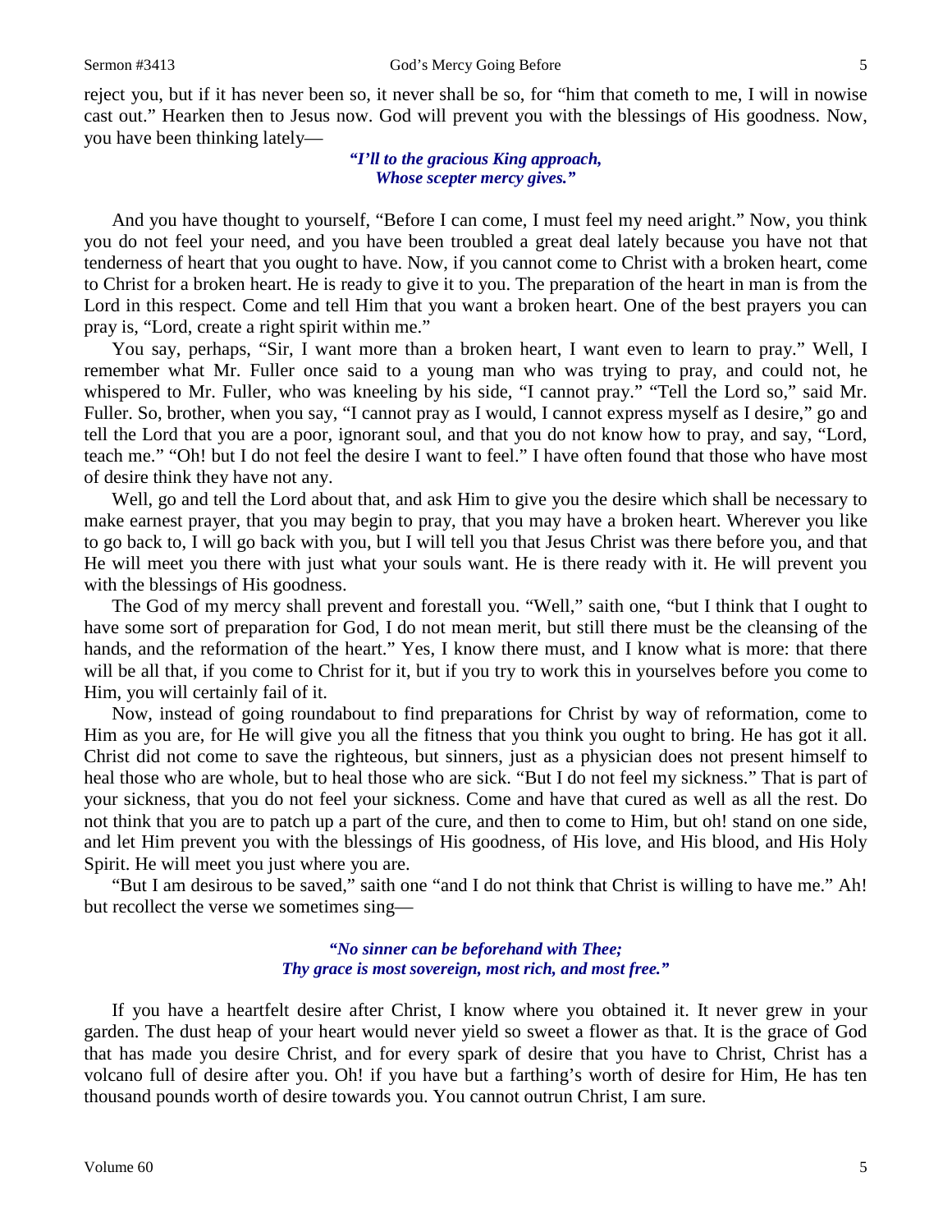reject you, but if it has never been so, it never shall be so, for "him that cometh to me, I will in nowise cast out." Hearken then to Jesus now. God will prevent you with the blessings of His goodness. Now, you have been thinking lately—

> ***"I'll to the gracious King approach,***
> ***Whose scepter mercy gives."***

And you have thought to yourself, "Before I can come, I must feel my need aright." Now, you think you do not feel your need, and you have been troubled a great deal lately because you have not that tenderness of heart that you ought to have. Now, if you cannot come to Christ with a broken heart, come to Christ for a broken heart. He is ready to give it to you. The preparation of the heart in man is from the Lord in this respect. Come and tell Him that you want a broken heart. One of the best prayers you can pray is, "Lord, create a right spirit within me."

You say, perhaps, "Sir, I want more than a broken heart, I want even to learn to pray." Well, I remember what Mr. Fuller once said to a young man who was trying to pray, and could not, he whispered to Mr. Fuller, who was kneeling by his side, "I cannot pray." "Tell the Lord so," said Mr. Fuller. So, brother, when you say, "I cannot pray as I would, I cannot express myself as I desire," go and tell the Lord that you are a poor, ignorant soul, and that you do not know how to pray, and say, "Lord, teach me." "Oh! but I do not feel the desire I want to feel." I have often found that those who have most of desire think they have not any.

Well, go and tell the Lord about that, and ask Him to give you the desire which shall be necessary to make earnest prayer, that you may begin to pray, that you may have a broken heart. Wherever you like to go back to, I will go back with you, but I will tell you that Jesus Christ was there before you, and that He will meet you there with just what your souls want. He is there ready with it. He will prevent you with the blessings of His goodness.

The God of my mercy shall prevent and forestall you. "Well," saith one, "but I think that I ought to have some sort of preparation for God, I do not mean merit, but still there must be the cleansing of the hands, and the reformation of the heart." Yes, I know there must, and I know what is more: that there will be all that, if you come to Christ for it, but if you try to work this in yourselves before you come to Him, you will certainly fail of it.

Now, instead of going roundabout to find preparations for Christ by way of reformation, come to Him as you are, for He will give you all the fitness that you think you ought to bring. He has got it all. Christ did not come to save the righteous, but sinners, just as a physician does not present himself to heal those who are whole, but to heal those who are sick. "But I do not feel my sickness." That is part of your sickness, that you do not feel your sickness. Come and have that cured as well as all the rest. Do not think that you are to patch up a part of the cure, and then to come to Him, but oh! stand on one side, and let Him prevent you with the blessings of His goodness, of His love, and His blood, and His Holy Spirit. He will meet you just where you are.

"But I am desirous to be saved," saith one "and I do not think that Christ is willing to have me." Ah! but recollect the verse we sometimes sing—

> ***"No sinner can be beforehand with Thee;***
> ***Thy grace is most sovereign, most rich, and most free."***

If you have a heartfelt desire after Christ, I know where you obtained it. It never grew in your garden. The dust heap of your heart would never yield so sweet a flower as that. It is the grace of God that has made you desire Christ, and for every spark of desire that you have to Christ, Christ has a volcano full of desire after you. Oh! if you have but a farthing's worth of desire for Him, He has ten thousand pounds worth of desire towards you. You cannot outrun Christ, I am sure.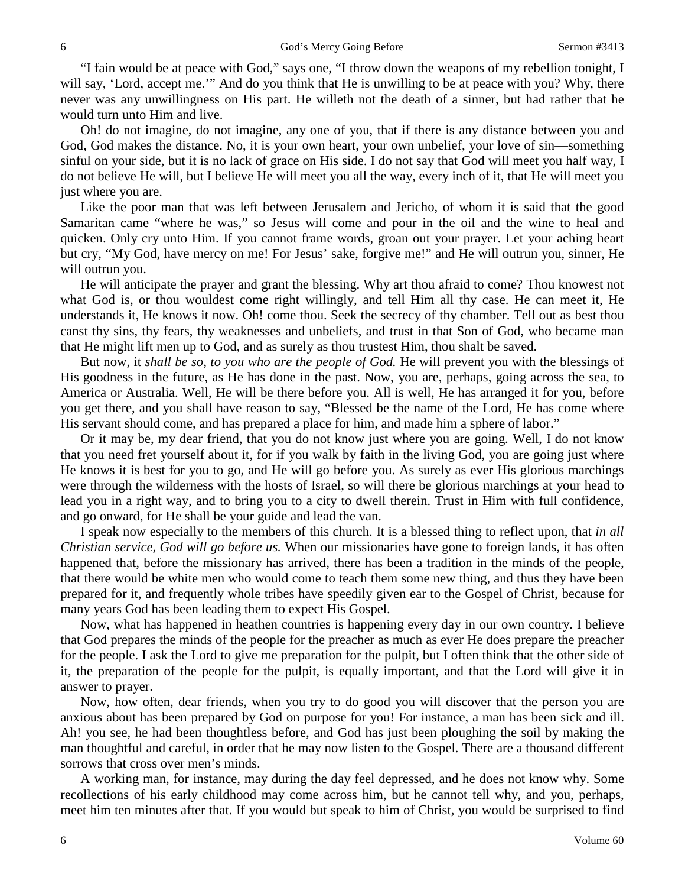"I fain would be at peace with God," says one, "I throw down the weapons of my rebellion tonight, I will say, 'Lord, accept me.'" And do you think that He is unwilling to be at peace with you? Why, there never was any unwillingness on His part. He willeth not the death of a sinner, but had rather that he would turn unto Him and live.

Oh! do not imagine, do not imagine, any one of you, that if there is any distance between you and God, God makes the distance. No, it is your own heart, your own unbelief, your love of sin—something sinful on your side, but it is no lack of grace on His side. I do not say that God will meet you half way, I do not believe He will, but I believe He will meet you all the way, every inch of it, that He will meet you just where you are.

Like the poor man that was left between Jerusalem and Jericho, of whom it is said that the good Samaritan came "where he was," so Jesus will come and pour in the oil and the wine to heal and quicken. Only cry unto Him. If you cannot frame words, groan out your prayer. Let your aching heart but cry, "My God, have mercy on me! For Jesus' sake, forgive me!" and He will outrun you, sinner, He will outrun you.

He will anticipate the prayer and grant the blessing. Why art thou afraid to come? Thou knowest not what God is, or thou wouldest come right willingly, and tell Him all thy case. He can meet it, He understands it, He knows it now. Oh! come thou. Seek the secrecy of thy chamber. Tell out as best thou canst thy sins, thy fears, thy weaknesses and unbeliefs, and trust in that Son of God, who became man that He might lift men up to God, and as surely as thou trustest Him, thou shalt be saved.

But now, it *shall be so, to you who are the people of God.* He will prevent you with the blessings of His goodness in the future, as He has done in the past. Now, you are, perhaps, going across the sea, to America or Australia. Well, He will be there before you. All is well, He has arranged it for you, before you get there, and you shall have reason to say, "Blessed be the name of the Lord, He has come where His servant should come, and has prepared a place for him, and made him a sphere of labor."

Or it may be, my dear friend, that you do not know just where you are going. Well, I do not know that you need fret yourself about it, for if you walk by faith in the living God, you are going just where He knows it is best for you to go, and He will go before you. As surely as ever His glorious marchings were through the wilderness with the hosts of Israel, so will there be glorious marchings at your head to lead you in a right way, and to bring you to a city to dwell therein. Trust in Him with full confidence, and go onward, for He shall be your guide and lead the van.

I speak now especially to the members of this church. It is a blessed thing to reflect upon, that *in all Christian service, God will go before us.* When our missionaries have gone to foreign lands, it has often happened that, before the missionary has arrived, there has been a tradition in the minds of the people, that there would be white men who would come to teach them some new thing, and thus they have been prepared for it, and frequently whole tribes have speedily given ear to the Gospel of Christ, because for many years God has been leading them to expect His Gospel.

Now, what has happened in heathen countries is happening every day in our own country. I believe that God prepares the minds of the people for the preacher as much as ever He does prepare the preacher for the people. I ask the Lord to give me preparation for the pulpit, but I often think that the other side of it, the preparation of the people for the pulpit, is equally important, and that the Lord will give it in answer to prayer.

Now, how often, dear friends, when you try to do good you will discover that the person you are anxious about has been prepared by God on purpose for you! For instance, a man has been sick and ill. Ah! you see, he had been thoughtless before, and God has just been ploughing the soil by making the man thoughtful and careful, in order that he may now listen to the Gospel. There are a thousand different sorrows that cross over men's minds.

A working man, for instance, may during the day feel depressed, and he does not know why. Some recollections of his early childhood may come across him, but he cannot tell why, and you, perhaps, meet him ten minutes after that. If you would but speak to him of Christ, you would be surprised to find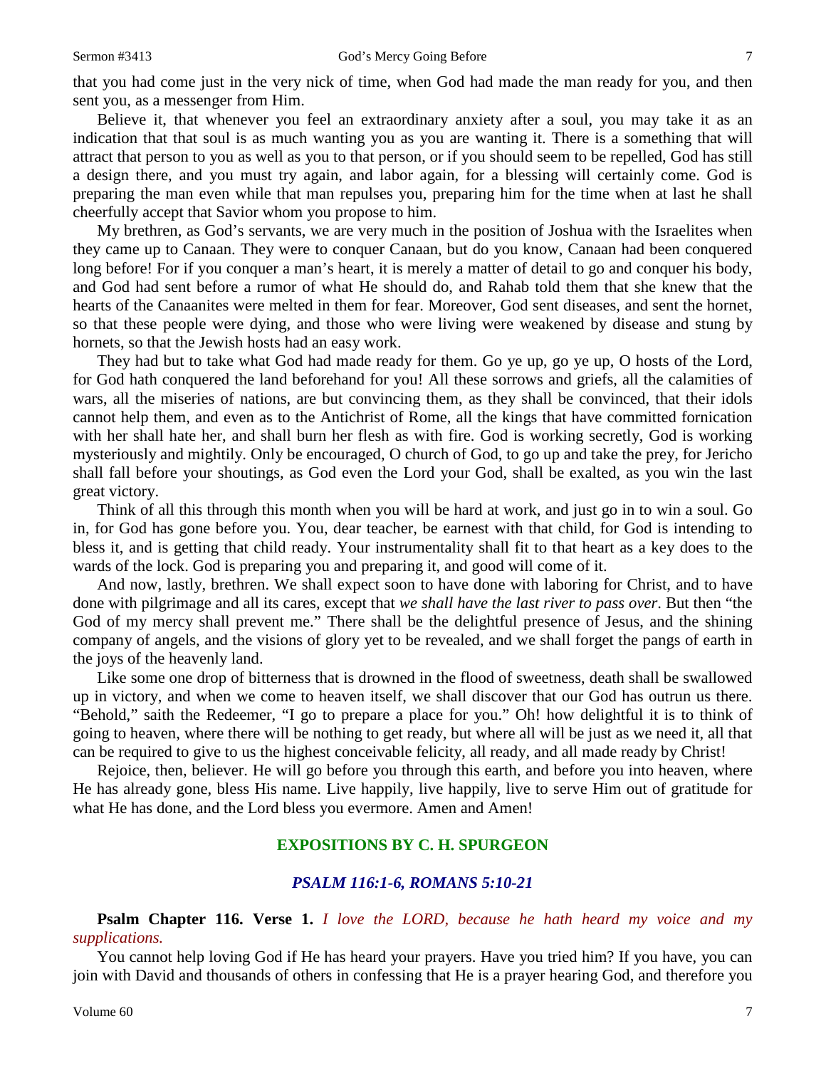that you had come just in the very nick of time, when God had made the man ready for you, and then sent you, as a messenger from Him.

Believe it, that whenever you feel an extraordinary anxiety after a soul, you may take it as an indication that that soul is as much wanting you as you are wanting it. There is a something that will attract that person to you as well as you to that person, or if you should seem to be repelled, God has still a design there, and you must try again, and labor again, for a blessing will certainly come. God is preparing the man even while that man repulses you, preparing him for the time when at last he shall cheerfully accept that Savior whom you propose to him.

My brethren, as God's servants, we are very much in the position of Joshua with the Israelites when they came up to Canaan. They were to conquer Canaan, but do you know, Canaan had been conquered long before! For if you conquer a man's heart, it is merely a matter of detail to go and conquer his body, and God had sent before a rumor of what He should do, and Rahab told them that she knew that the hearts of the Canaanites were melted in them for fear. Moreover, God sent diseases, and sent the hornet, so that these people were dying, and those who were living were weakened by disease and stung by hornets, so that the Jewish hosts had an easy work.

They had but to take what God had made ready for them. Go ye up, go ye up, O hosts of the Lord, for God hath conquered the land beforehand for you! All these sorrows and griefs, all the calamities of wars, all the miseries of nations, are but convincing them, as they shall be convinced, that their idols cannot help them, and even as to the Antichrist of Rome, all the kings that have committed fornication with her shall hate her, and shall burn her flesh as with fire. God is working secretly, God is working mysteriously and mightily. Only be encouraged, O church of God, to go up and take the prey, for Jericho shall fall before your shoutings, as God even the Lord your God, shall be exalted, as you win the last great victory.

Think of all this through this month when you will be hard at work, and just go in to win a soul. Go in, for God has gone before you. You, dear teacher, be earnest with that child, for God is intending to bless it, and is getting that child ready. Your instrumentality shall fit to that heart as a key does to the wards of the lock. God is preparing you and preparing it, and good will come of it.

And now, lastly, brethren. We shall expect soon to have done with laboring for Christ, and to have done with pilgrimage and all its cares, except that *we shall have the last river to pass over*. But then "the God of my mercy shall prevent me." There shall be the delightful presence of Jesus, and the shining company of angels, and the visions of glory yet to be revealed, and we shall forget the pangs of earth in the joys of the heavenly land.

Like some one drop of bitterness that is drowned in the flood of sweetness, death shall be swallowed up in victory, and when we come to heaven itself, we shall discover that our God has outrun us there. "Behold," saith the Redeemer, "I go to prepare a place for you." Oh! how delightful it is to think of going to heaven, where there will be nothing to get ready, but where all will be just as we need it, all that can be required to give to us the highest conceivable felicity, all ready, and all made ready by Christ!

Rejoice, then, believer. He will go before you through this earth, and before you into heaven, where He has already gone, bless His name. Live happily, live happily, live to serve Him out of gratitude for what He has done, and the Lord bless you evermore. Amen and Amen!

## EXPOSITIONS BY C. H. SPURGEON

### *PSALM 116:1-6, ROMANS 5:10-21*

**Psalm Chapter 116. Verse 1.** *I love the LORD, because he hath heard my voice and my supplications.*

You cannot help loving God if He has heard your prayers. Have you tried him? If you have, you can join with David and thousands of others in confessing that He is a prayer hearing God, and therefore you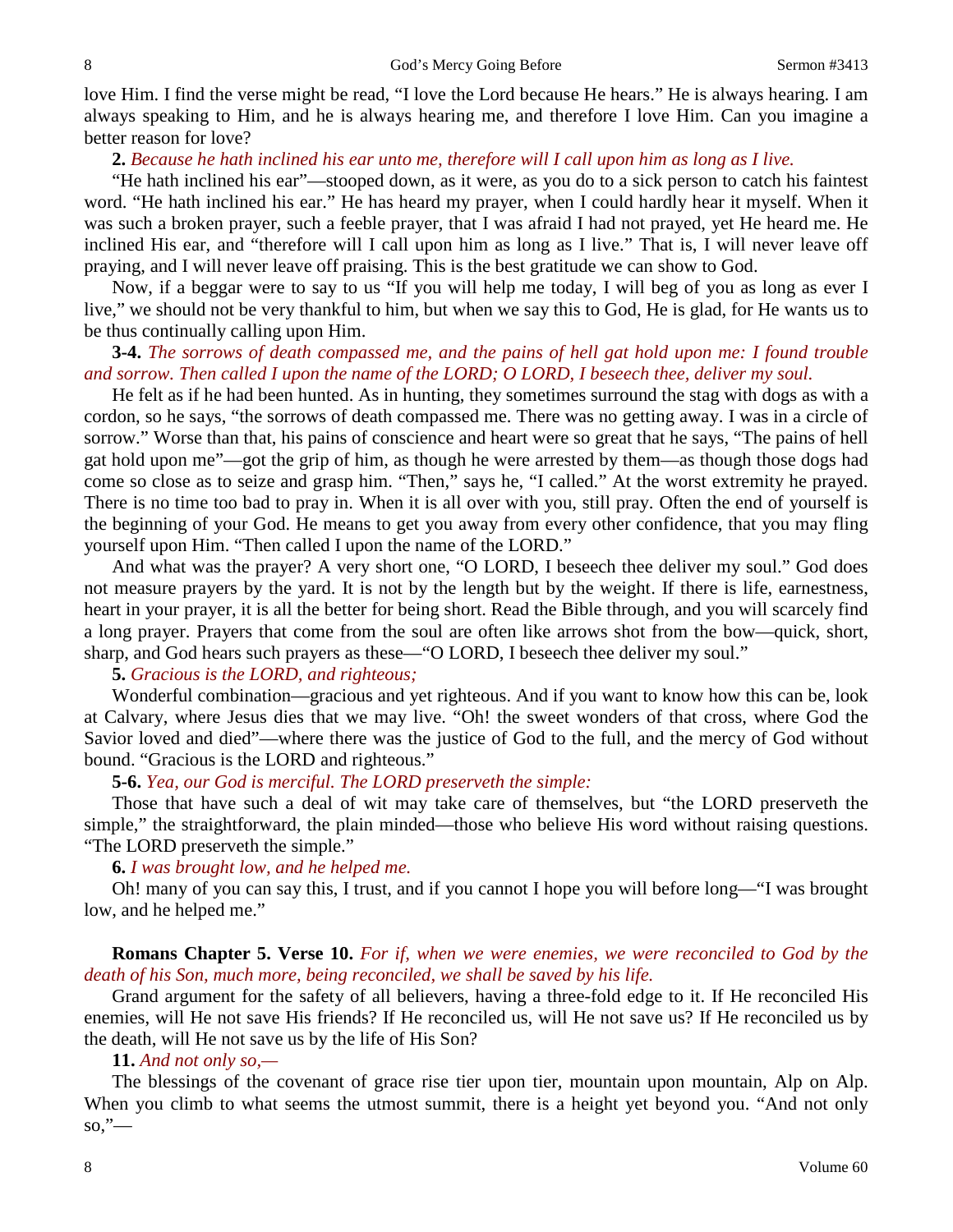love Him. I find the verse might be read, "I love the Lord because He hears." He is always hearing. I am always speaking to Him, and he is always hearing me, and therefore I love Him. Can you imagine a better reason for love?

**2.** *Because he hath inclined his ear unto me, therefore will I call upon him as long as I live.*

"He hath inclined his ear"—stooped down, as it were, as you do to a sick person to catch his faintest word. "He hath inclined his ear." He has heard my prayer, when I could hardly hear it myself. When it was such a broken prayer, such a feeble prayer, that I was afraid I had not prayed, yet He heard me. He inclined His ear, and "therefore will I call upon him as long as I live." That is, I will never leave off praying, and I will never leave off praising. This is the best gratitude we can show to God.

Now, if a beggar were to say to us "If you will help me today, I will beg of you as long as ever I live," we should not be very thankful to him, but when we say this to God, He is glad, for He wants us to be thus continually calling upon Him.

**3-4.** *The sorrows of death compassed me, and the pains of hell gat hold upon me: I found trouble and sorrow. Then called I upon the name of the LORD; O LORD, I beseech thee, deliver my soul.*

He felt as if he had been hunted. As in hunting, they sometimes surround the stag with dogs as with a cordon, so he says, "the sorrows of death compassed me. There was no getting away. I was in a circle of sorrow." Worse than that, his pains of conscience and heart were so great that he says, "The pains of hell gat hold upon me"—got the grip of him, as though he were arrested by them—as though those dogs had come so close as to seize and grasp him. "Then," says he, "I called." At the worst extremity he prayed. There is no time too bad to pray in. When it is all over with you, still pray. Often the end of yourself is the beginning of your God. He means to get you away from every other confidence, that you may fling yourself upon Him. "Then called I upon the name of the LORD."

And what was the prayer? A very short one, "O LORD, I beseech thee deliver my soul." God does not measure prayers by the yard. It is not by the length but by the weight. If there is life, earnestness, heart in your prayer, it is all the better for being short. Read the Bible through, and you will scarcely find a long prayer. Prayers that come from the soul are often like arrows shot from the bow—quick, short, sharp, and God hears such prayers as these—"O LORD, I beseech thee deliver my soul."

**5.** *Gracious is the LORD, and righteous;*

Wonderful combination—gracious and yet righteous. And if you want to know how this can be, look at Calvary, where Jesus dies that we may live. "Oh! the sweet wonders of that cross, where God the Savior loved and died"—where there was the justice of God to the full, and the mercy of God without bound. "Gracious is the LORD and righteous."

**5-6.** *Yea, our God is merciful. The LORD preserveth the simple:*

Those that have such a deal of wit may take care of themselves, but "the LORD preserveth the simple," the straightforward, the plain minded—those who believe His word without raising questions. "The LORD preserveth the simple."

**6.** *I was brought low, and he helped me.*

Oh! many of you can say this, I trust, and if you cannot I hope you will before long—"I was brought low, and he helped me."

**Romans Chapter 5. Verse 10.** *For if, when we were enemies, we were reconciled to God by the death of his Son, much more, being reconciled, we shall be saved by his life.*

Grand argument for the safety of all believers, having a three-fold edge to it. If He reconciled His enemies, will He not save His friends? If He reconciled us, will He not save us? If He reconciled us by the death, will He not save us by the life of His Son?

**11.** *And not only so,—*

The blessings of the covenant of grace rise tier upon tier, mountain upon mountain, Alp on Alp. When you climb to what seems the utmost summit, there is a height yet beyond you. "And not only so,"—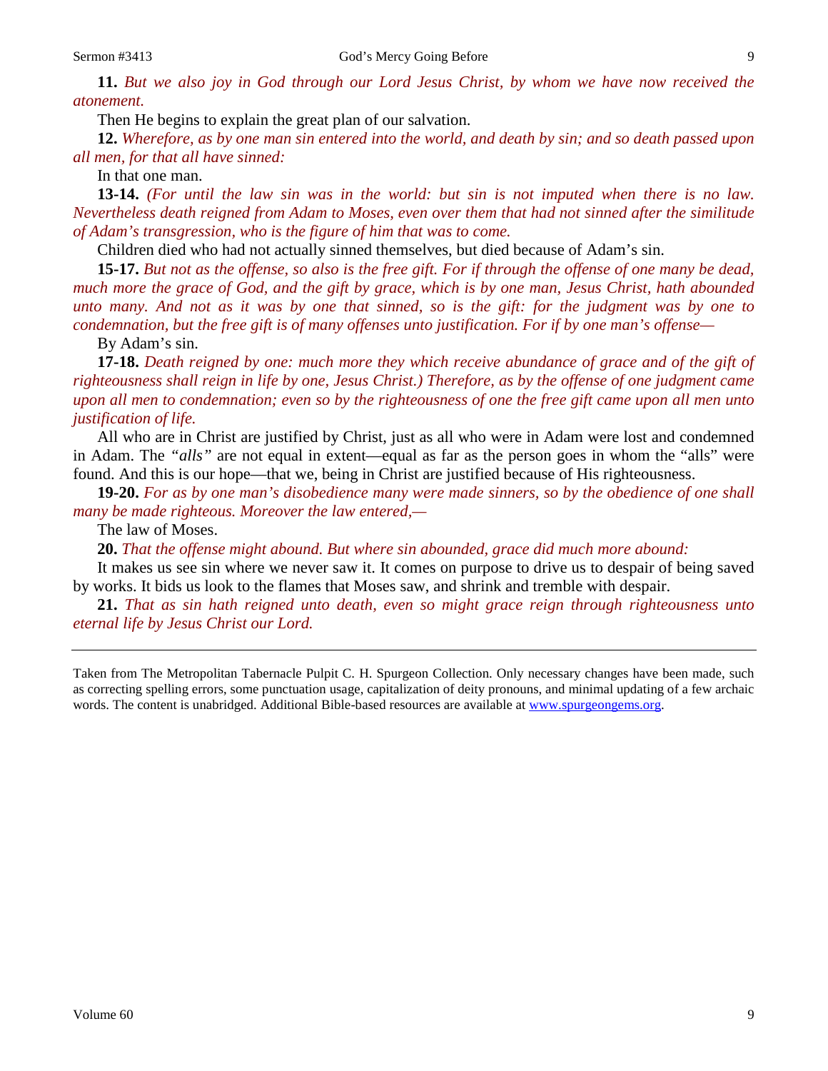**11.** *But we also joy in God through our Lord Jesus Christ, by whom we have now received the atonement.*

Then He begins to explain the great plan of our salvation.

**12.** *Wherefore, as by one man sin entered into the world, and death by sin; and so death passed upon all men, for that all have sinned:*

In that one man.

**13-14.** *(For until the law sin was in the world: but sin is not imputed when there is no law. Nevertheless death reigned from Adam to Moses, even over them that had not sinned after the similitude of Adam's transgression, who is the figure of him that was to come.*

Children died who had not actually sinned themselves, but died because of Adam's sin.

**15-17.** *But not as the offense, so also is the free gift. For if through the offense of one many be dead, much more the grace of God, and the gift by grace, which is by one man, Jesus Christ, hath abounded unto many. And not as it was by one that sinned, so is the gift: for the judgment was by one to condemnation, but the free gift is of many offenses unto justification. For if by one man's offense—*

By Adam's sin.

**17-18.** *Death reigned by one: much more they which receive abundance of grace and of the gift of righteousness shall reign in life by one, Jesus Christ.) Therefore, as by the offense of one judgment came upon all men to condemnation; even so by the righteousness of one the free gift came upon all men unto justification of life.*

All who are in Christ are justified by Christ, just as all who were in Adam were lost and condemned in Adam. The *"alls"* are not equal in extent—equal as far as the person goes in whom the "alls" were found. And this is our hope—that we, being in Christ are justified because of His righteousness.

**19-20.** *For as by one man's disobedience many were made sinners, so by the obedience of one shall many be made righteous. Moreover the law entered,—*

The law of Moses.

**20.** *That the offense might abound. But where sin abounded, grace did much more abound:*

It makes us see sin where we never saw it. It comes on purpose to drive us to despair of being saved by works. It bids us look to the flames that Moses saw, and shrink and tremble with despair.

**21.** *That as sin hath reigned unto death, even so might grace reign through righteousness unto eternal life by Jesus Christ our Lord.*

---

Taken from The Metropolitan Tabernacle Pulpit C. H. Spurgeon Collection. Only necessary changes have been made, such as correcting spelling errors, some punctuation usage, capitalization of deity pronouns, and minimal updating of a few archaic words. The content is unabridged. Additional Bible-based resources are available at www.spurgeongems.org.